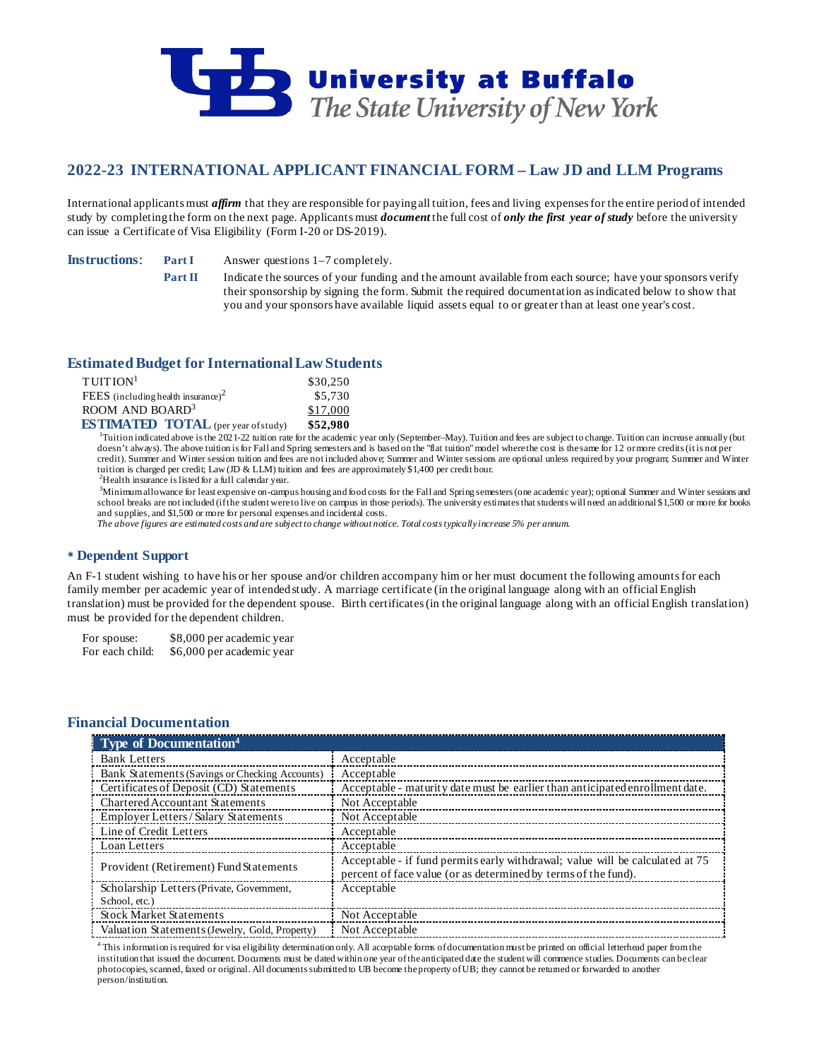# University at Buffalo
*The State University of New York*

## 2022-23 INTERNATIONAL APPLICANT FINANCIAL FORM – Law JD and LLM Programs

International applicants must ***affirm*** that they are responsible for paying all tuition, fees and living expenses for the entire period of intended study by completing the form on the next page. Applicants must ***document*** the full cost of ***only the first year of study*** before the university can issue a Certificate of Visa Eligibility (Form I-20 or DS-2019).

**Instructions**:

**Part I** Answer questions 1–7 completely.

**Part II** Indicate the sources of your funding and the amount available from each source; have your sponsors verify their sponsorship by signing the form. Submit the required documentation as indicated below to show that you and your sponsors have available liquid assets equal to or greater than at least one year's cost.

### Estimated Budget for International Law Students

| | |
|---|---|
| TUITION[1] | $30,250 |
| FEES (including health insurance)[2] | $5,730 |
| ROOM AND BOARD[3] | $17,000 |
| **ESTIMATED TOTAL** (per year of study) | **$52,980** |

[1]Tuition indicated above is the 2021-22 tuition rate for the academic year only (September–May). Tuition and fees are subject to change. Tuition can increase annually (but doesn't always). The above tuition is for Fall and Spring semesters and is based on the "flat tuition" model where the cost is the same for 12 or more credits (it is not per credit). Summer and Winter session tuition and fees are not included above; Summer and Winter sessions are optional unless required by your program; Summer and Winter tuition is charged per credit; Law (JD & LLM) tuition and fees are approximately $1,400 per credit hour.

[2]Health insurance is listed for a full calendar year.

[3]Minimum allowance for least expensive on-campus housing and food costs for the Fall and Spring semesters (one academic year); optional Summer and Winter sessions and school breaks are not included (if the student were to live on campus in those periods). The university estimates that students will need an additional $1,500 or more for books and supplies, and $1,500 or more for personal expenses and incidental costs.

*The above figures are estimated costs and are subject to change without notice. Total costs typically increase 5% per annum.*

### * Dependent Support

An F-1 student wishing to have his or her spouse and/or children accompany him or her must document the following amounts for each family member per academic year of intended study. A marriage certificate (in the original language along with an official English translation) must be provided for the dependent spouse. Birth certificates (in the original language along with an official English translation) must be provided for the dependent children.

| | |
|---|---|
| For spouse: | $8,000 per academic year |
| For each child: | $6,000 per academic year |

### Financial Documentation

| Type of Documentation[4] | |
|---|---|
| Bank Letters | Acceptable |
| Bank Statements (Savings or Checking Accounts) | Acceptable |
| Certificates of Deposit (CD) Statements | Acceptable - maturity date must be earlier than anticipated enrollment date. |
| Chartered Accountant Statements | Not Acceptable |
| Employer Letters / Salary Statements | Not Acceptable |
| Line of Credit Letters | Acceptable |
| Loan Letters | Acceptable |
| Provident (Retirement) Fund Statements | Acceptable - if fund permits early withdrawal; value will be calculated at 75 percent of face value (or as determined by terms of the fund). |
| Scholarship Letters (Private, Government, School, etc.) | Acceptable |
| Stock Market Statements | Not Acceptable |
| Valuation Statements (Jewelry, Gold, Property) | Not Acceptable |

[4] This information is required for visa eligibility determination only. All acceptable forms of documentation must be printed on official letterhead paper from the institution that issued the document. Documents must be dated within one year of the anticipated date the student will commence studies. Documents can be clear photocopies, scanned, faxed or original. All documents submitted to UB become the property of UB; they cannot be returned or forwarded to another person/institution.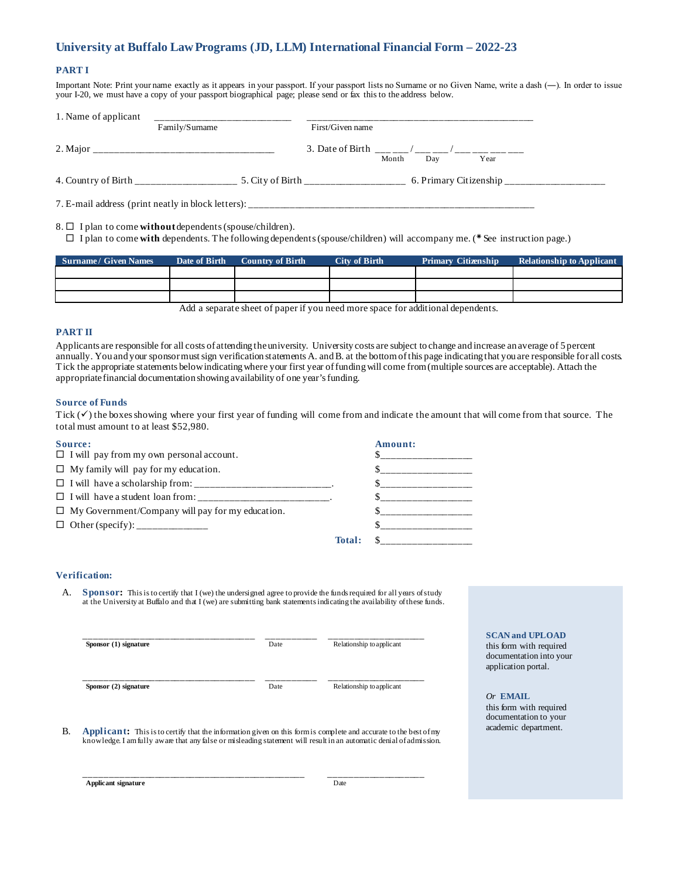# University at Buffalo Law Programs (JD, LLM) International Financial Form – 2022-23

## PART I

Important Note: Print your name exactly as it appears in your passport. If your passport lists no Surname or no Given Name, write a dash (—). In order to issue your I-20, we must have a copy of your passport biographical page; please send or fax this to the address below.

1. Name of applicant ___________________________ _____________________________________________
   Family/Surname First/Given name

2. Major ____________________________________ 3. Date of Birth ___ ___ / ___ ___ / ___ ___ ___ ___
   Month Day Year

4. Country of Birth ____________________ 5. City of Birth ____________________ 6. Primary Citizenship ____________________

7. E-mail address (print neatly in block letters): ______________________________________________________________

8. ☐ I plan to come **without** dependents (spouse/children).
   ☐ I plan to come **with** dependents. The following dependents (spouse/children) will accompany me. (* See instruction page.)

| Surname / Given Names | Date of Birth | Country of Birth | City of Birth | Primary Citizenship | Relationship to Applicant |
|---|---|---|---|---|---|
| | | | | | |
| | | | | | |
| | | | | | |

Add a separate sheet of paper if you need more space for additional dependents.

## PART II

Applicants are responsible for all costs of attending the university. University costs are subject to change and increase an average of 5 percent annually. You and your sponsor must sign verification statements A. and B. at the bottom of this page indicating that you are responsible for all costs. Tick the appropriate statements below indicating where your first year of funding will come from (multiple sources are acceptable). Attach the appropriate financial documentation showing availability of one year's funding.

### Source of Funds

Tick (✓) the boxes showing where your first year of funding will come from and indicate the amount that will come from that source. The total must amount to at least $52,980.

| Source: | Amount: |
|---|---|
| ☐ I will pay from my own personal account. | $__________________ |
| ☐ My family will pay for my education. | $__________________ |
| ☐ I will have a scholarship from: ___________________________. | $__________________ |
| ☐ I will have a student loan from: __________________________. | $__________________ |
| ☐ My Government/Company will pay for my education. | $__________________ |
| ☐ Other (specify): ______________ | $__________________ |
| **Total:** | $__________________ |

### Verification:

A. **Sponsor:** This is to certify that I (we) the undersigned agree to provide the funds required for all years of study at the University at Buffalo and that I (we) are submitting bank statements indicating the availability of these funds.

______________________________________ ___________ _____________________
**Sponsor (1) signature** Date Relationship to applicant

______________________________________ ___________ _____________________
**Sponsor (2) signature** Date Relationship to applicant

B. **Applicant:** This is to certify that the information given on this form is complete and accurate to the best of my knowledge. I am fully aware that any false or misleading statement will result in an automatic denial of admission.

_________________________________________________ _____________________
**Applicant signature** Date

**SCAN and UPLOAD** this form with required documentation into your application portal.

*Or* **EMAIL** this form with required documentation to your academic department.